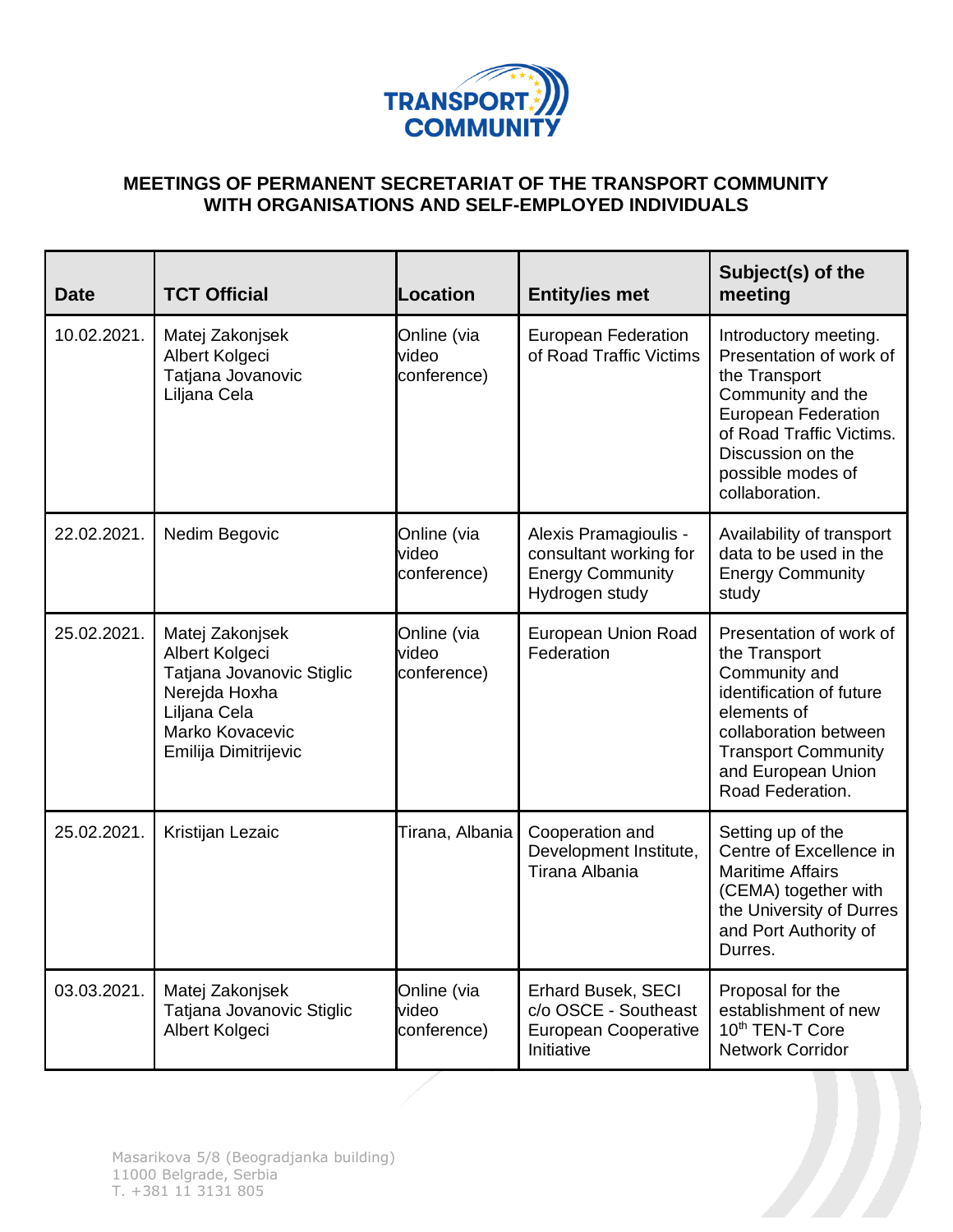# MEETINGS OF PERMANENT SECRETARIAT OF THE TRANSPORT COMMUNITY WITH ORGANISATIONS AND SELF-EMPLOYED INDIVIDUALS

| Date | TCT Official | Location | Entity/ies met | Subject(s) of the meeting |
|---|---|---|---|---|
| 10.02.2021. | Matej Zakonjsek<br>Albert Kolgeci<br>Tatjana Jovanovic<br>Liljana Cela | Online (via video conference) | European Federation of Road Traffic Victims | Introductory meeting. Presentation of work of the Transport Community and the European Federation of Road Traffic Victims. Discussion on the possible modes of collaboration. |
| 22.02.2021. | Nedim Begovic | Online (via video conference) | Alexis Pramagioulis - consultant working for Energy Community Hydrogen study | Availability of transport data to be used in the Energy Community study |
| 25.02.2021. | Matej Zakonjsek<br>Albert Kolgeci<br>Tatjana Jovanovic Stiglic<br>Nerejda Hoxha<br>Liljana Cela<br>Marko Kovacevic<br>Emilija Dimitrijevic | Online (via video conference) | European Union Road Federation | Presentation of work of the Transport Community and identification of future elements of collaboration between Transport Community and European Union Road Federation. |
| 25.02.2021. | Kristijan Lezaic | Tirana, Albania | Cooperation and Development Institute, Tirana Albania | Setting up of the Centre of Excellence in Maritime Affairs (CEMA) together with the University of Durres and Port Authority of Durres. |
| 03.03.2021. | Matej Zakonjsek<br>Tatjana Jovanovic Stiglic<br>Albert Kolgeci | Online (via video conference) | Erhard Busek, SECI c/o OSCE - Southeast European Cooperative Initiative | Proposal for the establishment of new 10th TEN-T Core Network Corridor |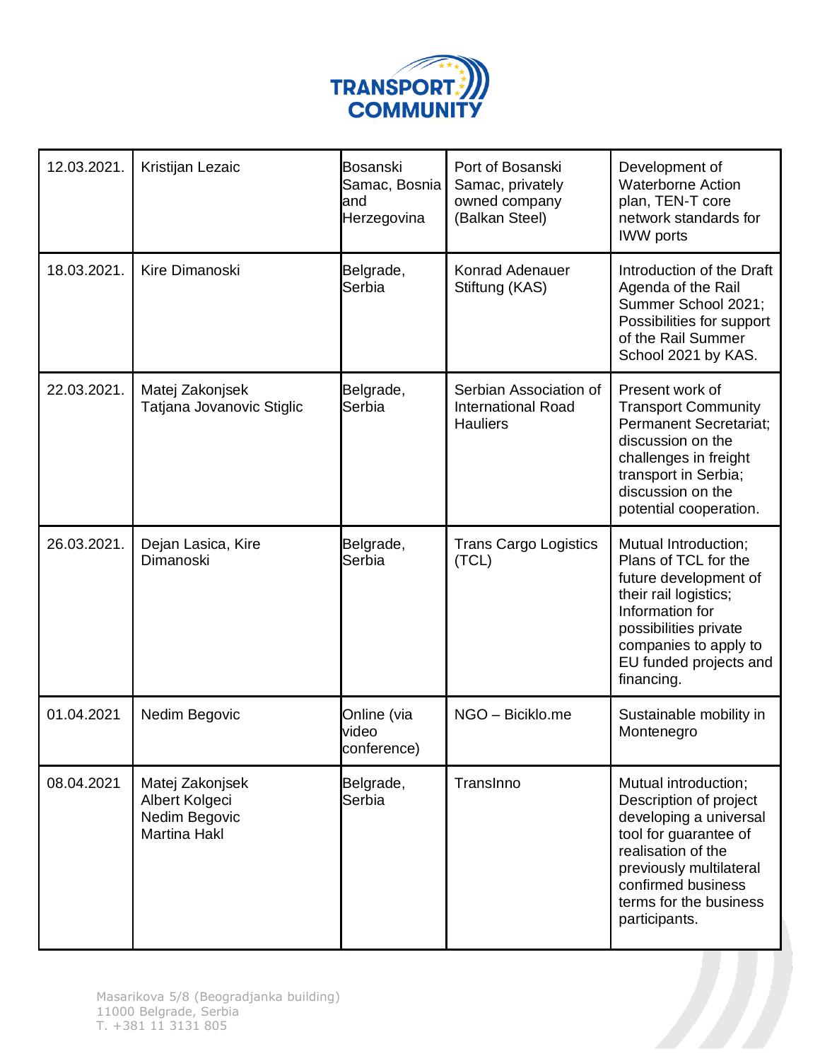| | | | | |
|---|---|---|---|---|
| 12.03.2021. | Kristijan Lezaic | Bosanski Samac, Bosnia and Herzegovina | Port of Bosanski Samac, privately owned company (Balkan Steel) | Development of Waterborne Action plan, TEN-T core network standards for IWW ports |
| 18.03.2021. | Kire Dimanoski | Belgrade, Serbia | Konrad Adenauer Stiftung (KAS) | Introduction of the Draft Agenda of the Rail Summer School 2021; Possibilities for support of the Rail Summer School 2021 by KAS. |
| 22.03.2021. | Matej Zakonjsek<br>Tatjana Jovanovic Stiglic | Belgrade, Serbia | Serbian Association of International Road Hauliers | Present work of Transport Community Permanent Secretariat; discussion on the challenges in freight transport in Serbia; discussion on the potential cooperation. |
| 26.03.2021. | Dejan Lasica, Kire Dimanoski | Belgrade, Serbia | Trans Cargo Logistics (TCL) | Mutual Introduction; Plans of TCL for the future development of their rail logistics; Information for possibilities private companies to apply to EU funded projects and financing. |
| 01.04.2021 | Nedim Begovic | Online (via video conference) | NGO – Biciklo.me | Sustainable mobility in Montenegro |
| 08.04.2021 | Matej Zakonjsek<br>Albert Kolgeci<br>Nedim Begovic<br>Martina Hakl | Belgrade, Serbia | TransInno | Mutual introduction; Description of project developing a universal tool for guarantee of realisation of the previously multilateral confirmed business terms for the business participants. |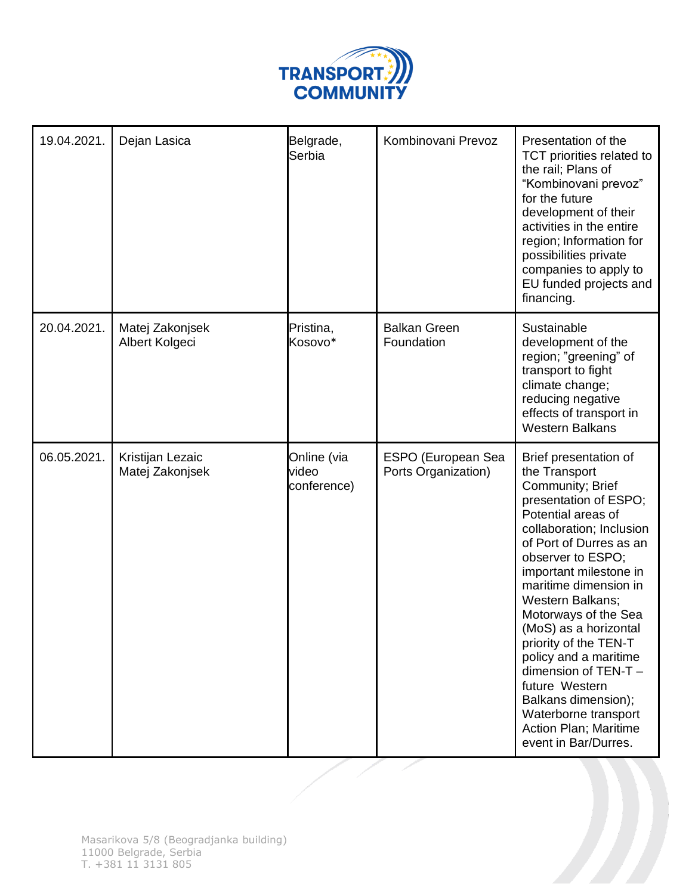| 19.04.2021. | Dejan Lasica | Belgrade, Serbia | Kombinovani Prevoz | Presentation of the TCT priorities related to the rail; Plans of "Kombinovani prevoz" for the future development of their activities in the entire region; Information for possibilities private companies to apply to EU funded projects and financing. |
|---|---|---|---|---|
| 20.04.2021. | Matej Zakonjsek Albert Kolgeci | Pristina, Kosovo* | Balkan Green Foundation | Sustainable development of the region; "greening" of transport to fight climate change; reducing negative effects of transport in Western Balkans |
| 06.05.2021. | Kristijan Lezaic Matej Zakonjsek | Online (via video conference) | ESPO (European Sea Ports Organization) | Brief presentation of the Transport Community; Brief presentation of ESPO; Potential areas of collaboration; Inclusion of Port of Durres as an observer to ESPO; important milestone in maritime dimension in Western Balkans; Motorways of the Sea (MoS) as a horizontal priority of the TEN-T policy and a maritime dimension of TEN-T – future Western Balkans dimension); Waterborne transport Action Plan; Maritime event in Bar/Durres. |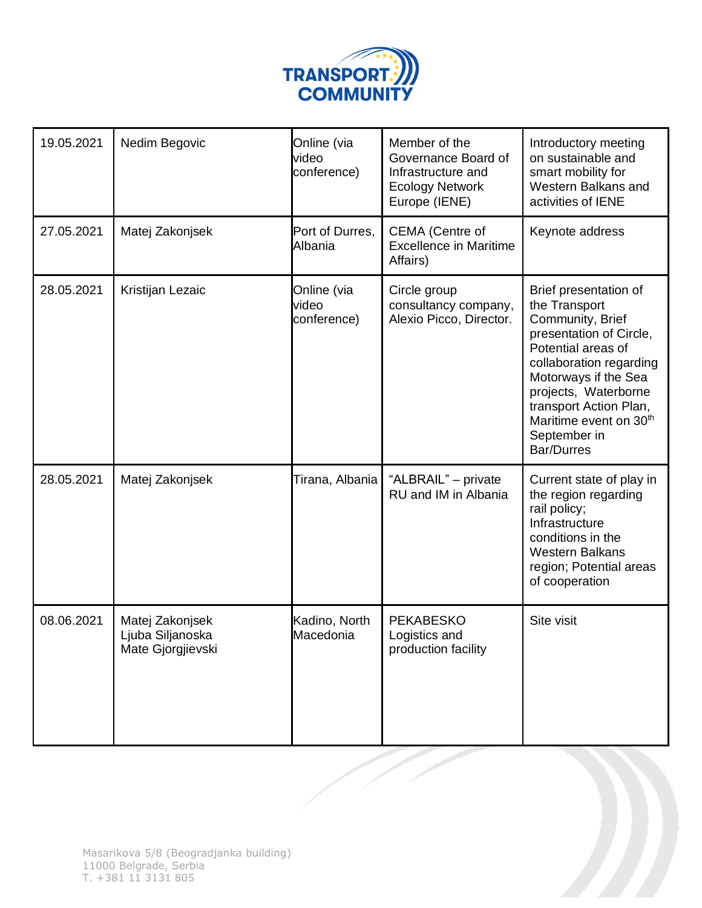| 19.05.2021 | Nedim Begovic | Online (via video conference) | Member of the Governance Board of Infrastructure and Ecology Network Europe (IENE) | Introductory meeting on sustainable and smart mobility for Western Balkans and activities of IENE |
|---|---|---|---|---|
| 27.05.2021 | Matej Zakonjsek | Port of Durres, Albania | CEMA (Centre of Excellence in Maritime Affairs) | Keynote address |
| 28.05.2021 | Kristijan Lezaic | Online (via video conference) | Circle group consultancy company, Alexio Picco, Director. | Brief presentation of the Transport Community, Brief presentation of Circle, Potential areas of collaboration regarding Motorways if the Sea projects, Waterborne transport Action Plan, Maritime event on 30th September in Bar/Durres |
| 28.05.2021 | Matej Zakonjsek | Tirana, Albania | "ALBRAIL" – private RU and IM in Albania | Current state of play in the region regarding rail policy; Infrastructure conditions in the Western Balkans region; Potential areas of cooperation |
| 08.06.2021 | Matej Zakonjsek<br>Ljuba Siljanoska<br>Mate Gjorgjievski | Kadino, North Macedonia | PEKABESKO Logistics and production facility | Site visit |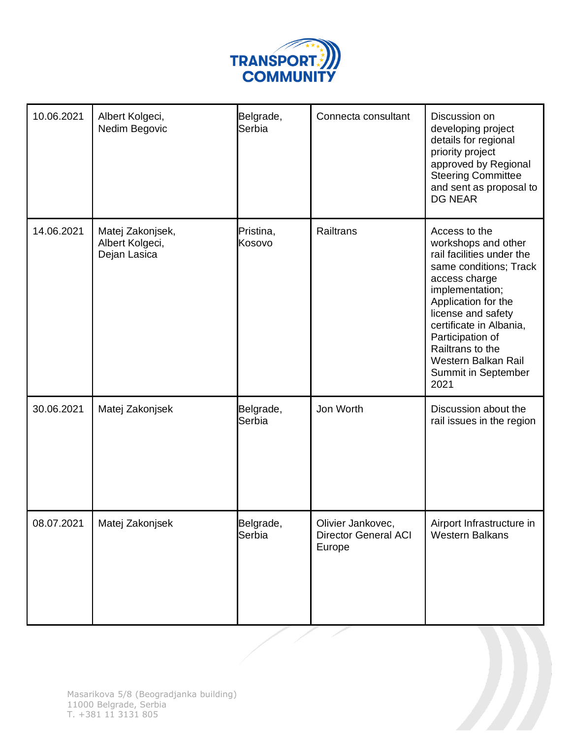| | | | | |
|---|---|---|---|---|
| 10.06.2021 | Albert Kolgeci, Nedim Begovic | Belgrade, Serbia | Connecta consultant | Discussion on developing project details for regional priority project approved by Regional Steering Committee and sent as proposal to DG NEAR |
| 14.06.2021 | Matej Zakonjsek, Albert Kolgeci, Dejan Lasica | Pristina, Kosovo | Railtrans | Access to the workshops and other rail facilities under the same conditions; Track access charge implementation; Application for the license and safety certificate in Albania, Participation of Railtrans to the Western Balkan Rail Summit in September 2021 |
| 30.06.2021 | Matej Zakonjsek | Belgrade, Serbia | Jon Worth | Discussion about the rail issues in the region |
| 08.07.2021 | Matej Zakonjsek | Belgrade, Serbia | Olivier Jankovec, Director General ACI Europe | Airport Infrastructure in Western Balkans |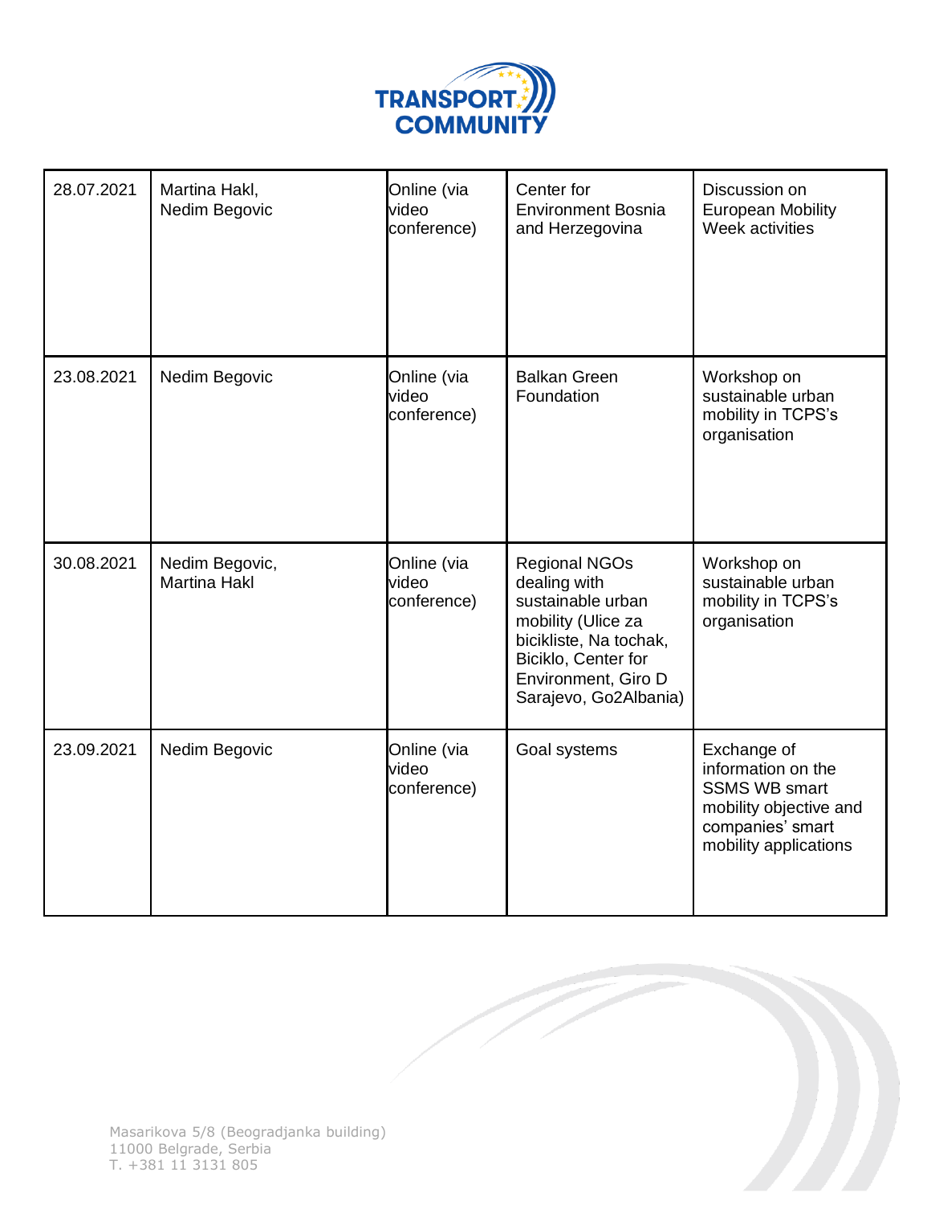| | | | | |
|---|---|---|---|---|
| 28.07.2021 | Martina Hakl, Nedim Begovic | Online (via video conference) | Center for Environment Bosnia and Herzegovina | Discussion on European Mobility Week activities |
| 23.08.2021 | Nedim Begovic | Online (via video conference) | Balkan Green Foundation | Workshop on sustainable urban mobility in TCPS's organisation |
| 30.08.2021 | Nedim Begovic, Martina Hakl | Online (via video conference) | Regional NGOs dealing with sustainable urban mobility (Ulice za bicikliste, Na tochak, Biciklo, Center for Environment, Giro D Sarajevo, Go2Albania) | Workshop on sustainable urban mobility in TCPS's organisation |
| 23.09.2021 | Nedim Begovic | Online (via video conference) | Goal systems | Exchange of information on the SSMS WB smart mobility objective and companies' smart mobility applications |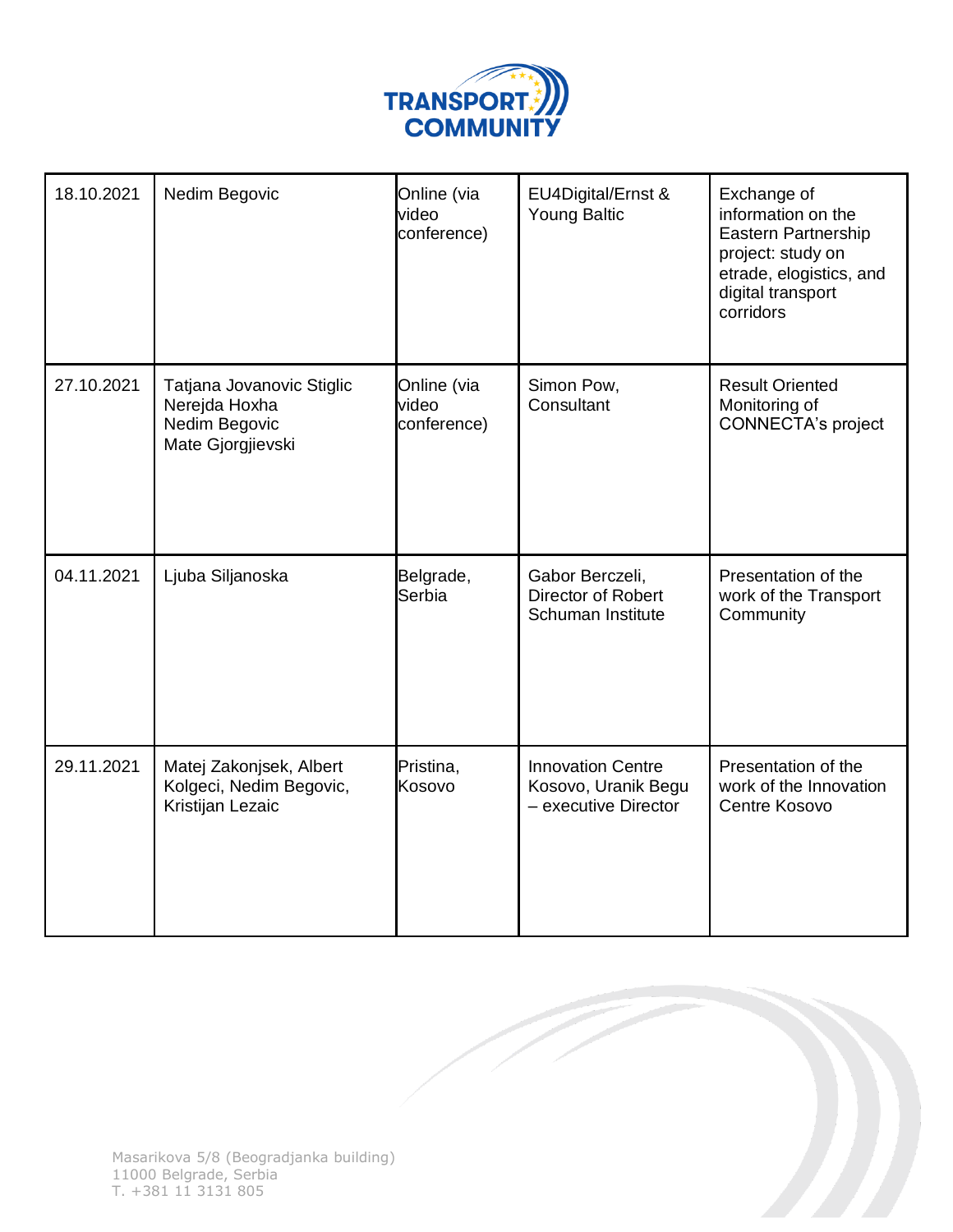| | | | | |
|---|---|---|---|---|
| 18.10.2021 | Nedim Begovic | Online (via video conference) | EU4Digital/Ernst & Young Baltic | Exchange of information on the Eastern Partnership project: study on etrade, elogistics, and digital transport corridors |
| 27.10.2021 | Tatjana Jovanovic Stiglic<br>Nerejda Hoxha<br>Nedim Begovic<br>Mate Gjorgjievski | Online (via video conference) | Simon Pow, Consultant | Result Oriented Monitoring of CONNECTA's project |
| 04.11.2021 | Ljuba Siljanoska | Belgrade, Serbia | Gabor Berczeli, Director of Robert Schuman Institute | Presentation of the work of the Transport Community |
| 29.11.2021 | Matej Zakonjsek, Albert Kolgeci, Nedim Begovic, Kristijan Lezaic | Pristina, Kosovo | Innovation Centre Kosovo, Uranik Begu – executive Director | Presentation of the work of the Innovation Centre Kosovo |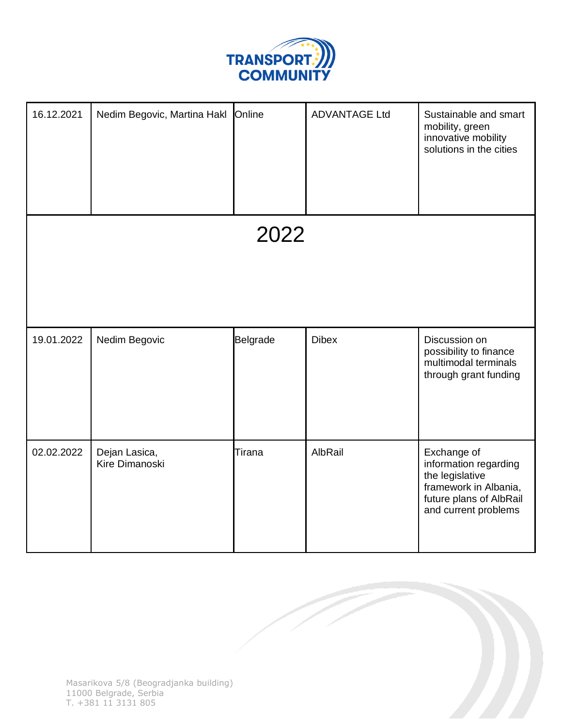| | | | | |
|---|---|---|---|---|
| 16.12.2021 | Nedim Begovic, Martina Hakl | Online | ADVANTAGE Ltd | Sustainable and smart mobility, green innovative mobility solutions in the cities |
| 2022 | | | | |
| 19.01.2022 | Nedim Begovic | Belgrade | Dibex | Discussion on possibility to finance multimodal terminals through grant funding |
| 02.02.2022 | Dejan Lasica, Kire Dimanoski | Tirana | AlbRail | Exchange of information regarding the legislative framework in Albania, future plans of AlbRail and current problems |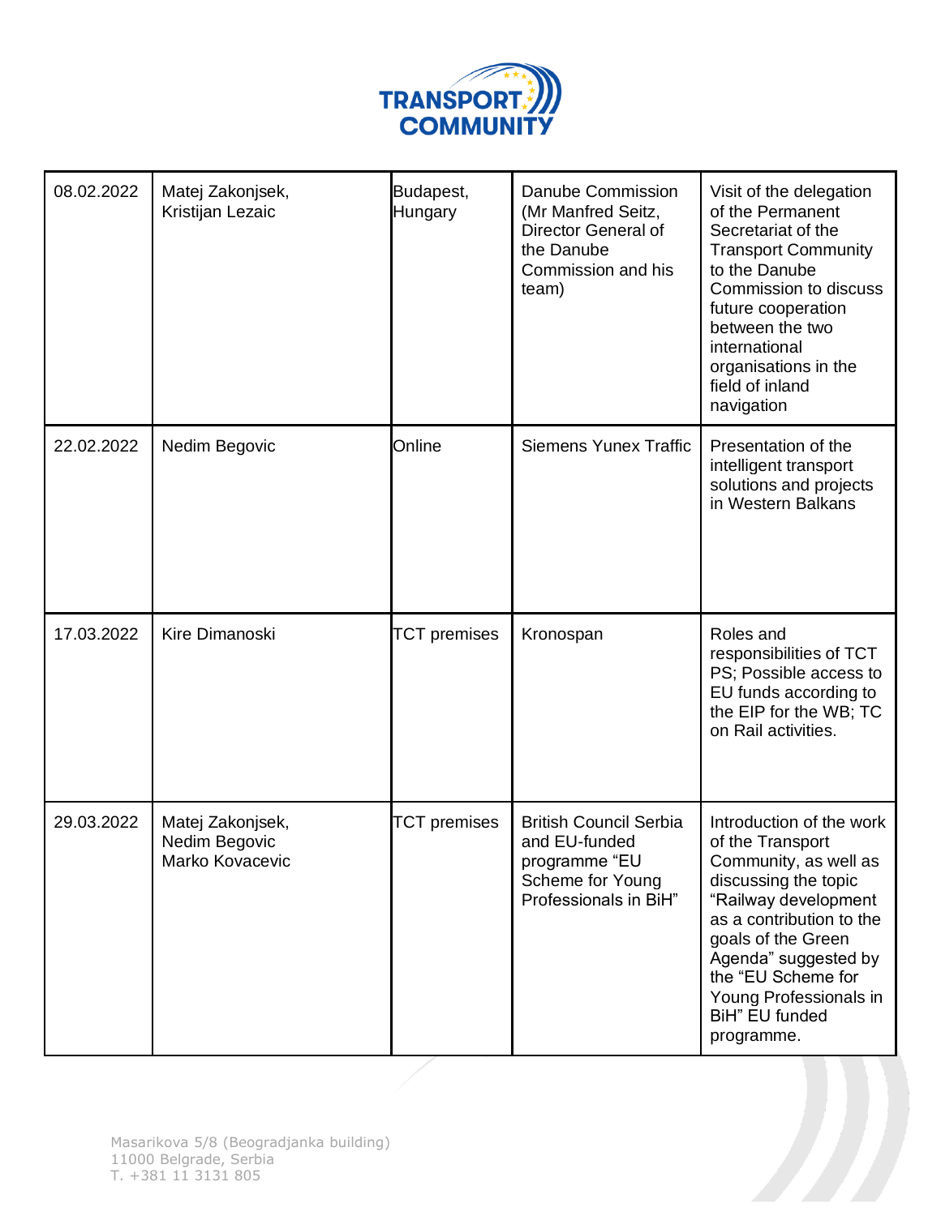| 08.02.2022 | Matej Zakonjsek, Kristijan Lezaic | Budapest, Hungary | Danube Commission (Mr Manfred Seitz, Director General of the Danube Commission and his team) | Visit of the delegation of the Permanent Secretariat of the Transport Community to the Danube Commission to discuss future cooperation between the two international organisations in the field of inland navigation |
|---|---|---|---|---|
| 22.02.2022 | Nedim Begovic | Online | Siemens Yunex Traffic | Presentation of the intelligent transport solutions and projects in Western Balkans |
| 17.03.2022 | Kire Dimanoski | TCT premises | Kronospan | Roles and responsibilities of TCT PS; Possible access to EU funds according to the EIP for the WB; TC on Rail activities. |
| 29.03.2022 | Matej Zakonjsek, Nedim Begovic Marko Kovacevic | TCT premises | British Council Serbia and EU-funded programme "EU Scheme for Young Professionals in BiH" | Introduction of the work of the Transport Community, as well as discussing the topic "Railway development as a contribution to the goals of the Green Agenda" suggested by the "EU Scheme for Young Professionals in BiH" EU funded programme. |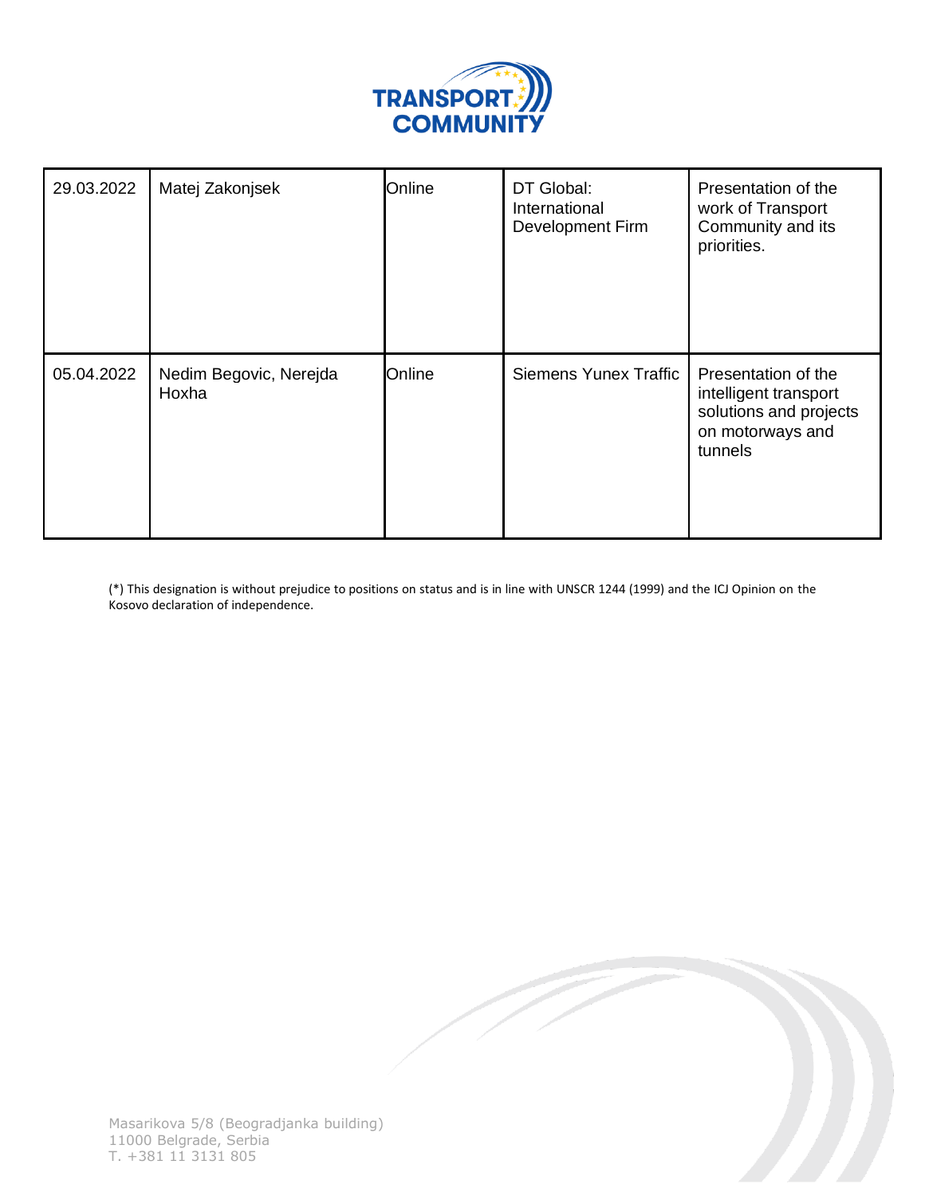| | | | | |
|---|---|---|---|---|
| 29.03.2022 | Matej Zakonjsek | Online | DT Global: International Development Firm | Presentation of the work of Transport Community and its priorities. |
| 05.04.2022 | Nedim Begovic, Nerejda Hoxha | Online | Siemens Yunex Traffic | Presentation of the intelligent transport solutions and projects on motorways and tunnels |

(*) This designation is without prejudice to positions on status and is in line with UNSCR 1244 (1999) and the ICJ Opinion on the Kosovo declaration of independence.